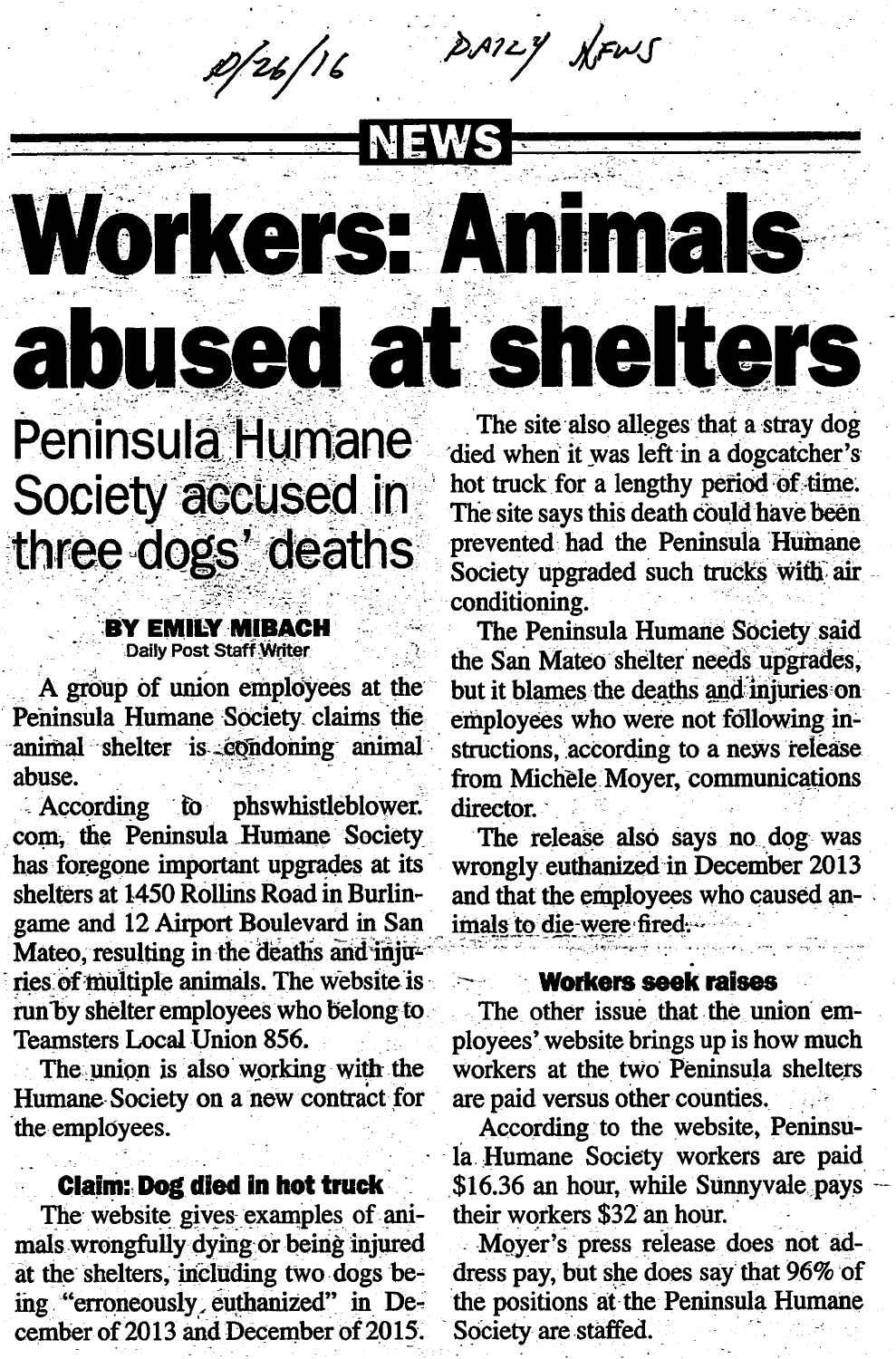10/26/16 DAILY NEWS

NEWS

# Workers: Animals abused at shelters

## Peninsula Humane Society accused in three dogs' deaths

**BY EMILY MIBACH**
Daily Post Staff Writer

A group of union employees at the Peninsula Humane Society claims the animal shelter is condoning animal abuse.

According to phswhistleblower.com, the Peninsula Humane Society has foregone important upgrades at its shelters at 1450 Rollins Road in Burlingame and 12 Airport Boulevard in San Mateo, resulting in the deaths and injuries of multiple animals. The website is run by shelter employees who belong to Teamsters Local Union 856.

The union is also working with the Humane Society on a new contract for the employees.

### Claim: Dog died in hot truck

The website gives examples of animals wrongfully dying or being injured at the shelters, including two dogs being "erroneously euthanized" in December of 2013 and December of 2015.

The site also alleges that a stray dog died when it was left in a dogcatcher's hot truck for a lengthy period of time. The site says this death could have been prevented had the Peninsula Humane Society upgraded such trucks with air conditioning.

The Peninsula Humane Society said the San Mateo shelter needs upgrades, but it blames the deaths and injuries on employees who were not following instructions, according to a news release from Michele Moyer, communications director.

The release also says no dog was wrongly euthanized in December 2013 and that the employees who caused animals to die were fired.

### Workers seek raises

The other issue that the union employees' website brings up is how much workers at the two Peninsula shelters are paid versus other counties.

According to the website, Peninsula Humane Society workers are paid $16.36 an hour, while Sunnyvale pays their workers $32 an hour.

Moyer's press release does not address pay, but she does say that 96% of the positions at the Peninsula Humane Society are staffed.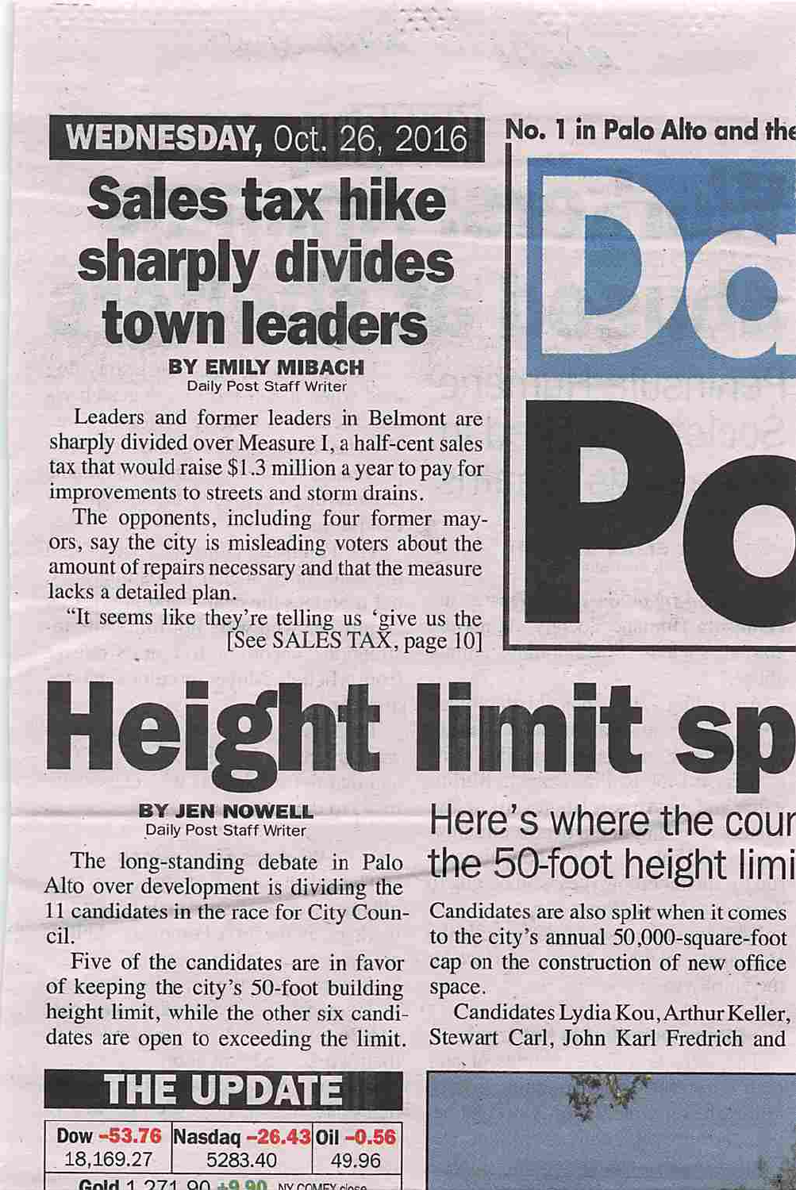**WEDNESDAY,** Oct. 26, 2016

**No. 1 in Palo Alto and the**

# Sales tax hike sharply divides town leaders

**BY EMILY MIBACH**
Daily Post Staff Writer

Leaders and former leaders in Belmont are sharply divided over Measure I, a half-cent sales tax that would raise $1.3 million a year to pay for improvements to streets and storm drains.

The opponents, including four former mayors, say the city is misleading voters about the amount of repairs necessary and that the measure lacks a detailed plan.

"It seems like they're telling us 'give us the
[See SALES TAX, page 10]

# Height limit sp

**BY JEN NOWELL**
Daily Post Staff Writer

The long-standing debate in Palo Alto over development is dividing the 11 candidates in the race for City Council.

Five of the candidates are in favor of keeping the city's 50-foot building height limit, while the other six candidates are open to exceeding the limit.

## Here's where the cour the 50-foot height limi

Candidates are also split when it comes to the city's annual 50,000-square-foot cap on the construction of new office space.

Candidates Lydia Kou, Arthur Keller, Stewart Carl, John Karl Fredrich and

## THE UPDATE

| Dow -53.76 | Nasdaq -26.43 | Oil -0.56 |
|---|---|---|
| 18,169.27 | 5283.40 | 49.96 |

Gold 1,271.90 +9.90 NY COMEX close